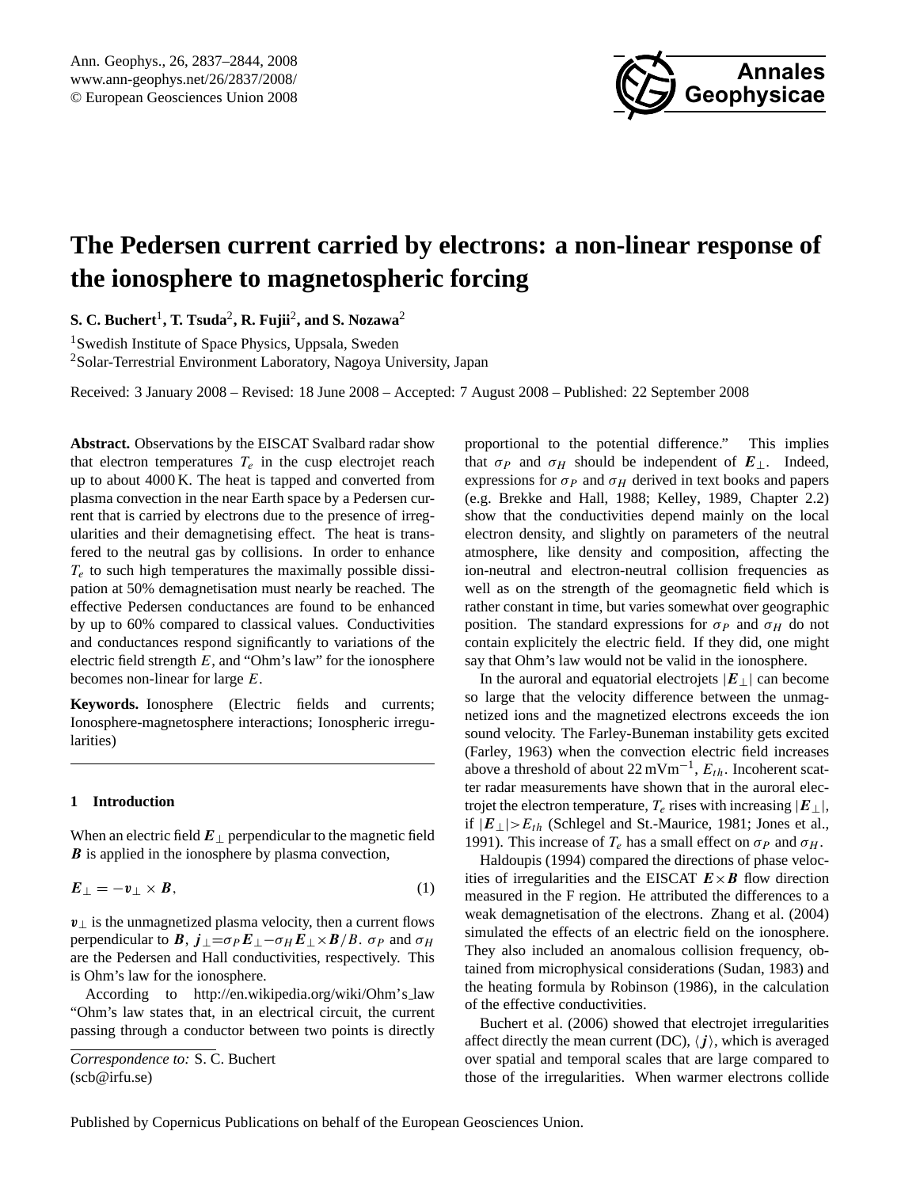# The Pedersen current carried by electrons: a non-linear response of the ionosphere to magnetospheric forcing

**S. C. Buchert**[1], **T. Tsuda**[2], **R. Fujii**[2], **and S. Nozawa**[2]

[1]Swedish Institute of Space Physics, Uppsala, Sweden

[2]Solar-Terrestrial Environment Laboratory, Nagoya University, Japan

Received: 3 January 2008 – Revised: 18 June 2008 – Accepted: 7 August 2008 – Published: 22 September 2008

**Abstract.** Observations by the EISCAT Svalbard radar show that electron temperatures $T_e$ in the cusp electrojet reach up to about 4000 K. The heat is tapped and converted from plasma convection in the near Earth space by a Pedersen current that is carried by electrons due to the presence of irregularities and their demagnetising effect. The heat is transfered to the neutral gas by collisions. In order to enhance $T_e$ to such high temperatures the maximally possible dissipation at 50% demagnetisation must nearly be reached. The effective Pedersen conductances are found to be enhanced by up to 60% compared to classical values. Conductivities and conductances respond significantly to variations of the electric field strength $E$, and "Ohm's law" for the ionosphere becomes non-linear for large $E$.

**Keywords.** Ionosphere (Electric fields and currents; Ionosphere-magnetosphere interactions; Ionospheric irregularities)

## 1 Introduction

When an electric field $\boldsymbol{E}_\perp$ perpendicular to the magnetic field $\boldsymbol{B}$ is applied in the ionosphere by plasma convection,

$$\boldsymbol{E}_\perp = -\boldsymbol{v}_\perp \times \boldsymbol{B}, \tag{1}$$

$\boldsymbol{v}_\perp$ is the unmagnetized plasma velocity, then a current flows perpendicular to $\boldsymbol{B}$, $\boldsymbol{j}_\perp = \sigma_P \boldsymbol{E}_\perp - \sigma_H \boldsymbol{E}_\perp \times \boldsymbol{B}/B$. $\sigma_P$ and $\sigma_H$ are the Pedersen and Hall conductivities, respectively. This is Ohm's law for the ionosphere.

According to http://en.wikipedia.org/wiki/Ohm's_law "Ohm's law states that, in an electrical circuit, the current passing through a conductor between two points is directly proportional to the potential difference." This implies that $\sigma_P$ and $\sigma_H$ should be independent of $\boldsymbol{E}_\perp$. Indeed, expressions for $\sigma_P$ and $\sigma_H$ derived in text books and papers (e.g. Brekke and Hall, 1988; Kelley, 1989, Chapter 2.2) show that the conductivities depend mainly on the local electron density, and slightly on parameters of the neutral atmosphere, like density and composition, affecting the ion-neutral and electron-neutral collision frequencies as well as on the strength of the geomagnetic field which is rather constant in time, but varies somewhat over geographic position. The standard expressions for $\sigma_P$ and $\sigma_H$ do not contain explicitely the electric field. If they did, one might say that Ohm's law would not be valid in the ionosphere.

In the auroral and equatorial electrojets $|\boldsymbol{E}_\perp|$ can become so large that the velocity difference between the unmagnetized ions and the magnetized electrons exceeds the ion sound velocity. The Farley-Buneman instability gets excited (Farley, 1963) when the convection electric field increases above a threshold of about 22 mVm$^{-1}$, $E_{th}$. Incoherent scatter radar measurements have shown that in the auroral electrojet the electron temperature, $T_e$ rises with increasing $|\boldsymbol{E}_\perp|$, if $|\boldsymbol{E}_\perp| > E_{th}$ (Schlegel and St.-Maurice, 1981; Jones et al., 1991). This increase of $T_e$ has a small effect on $\sigma_P$ and $\sigma_H$.

Haldoupis (1994) compared the directions of phase velocities of irregularities and the EISCAT $\boldsymbol{E}\times\boldsymbol{B}$ flow direction measured in the F region. He attributed the differences to a weak demagnetisation of the electrons. Zhang et al. (2004) simulated the effects of an electric field on the ionosphere. They also included an anomalous collision frequency, obtained from microphysical considerations (Sudan, 1983) and the heating formula by Robinson (1986), in the calculation of the effective conductivities.

Buchert et al. (2006) showed that electrojet irregularities affect directly the mean current (DC), $\langle \boldsymbol{j} \rangle$, which is averaged over spatial and temporal scales that are large compared to those of the irregularities. When warmer electrons collide

*Correspondence to:* S. C. Buchert (scb@irfu.se)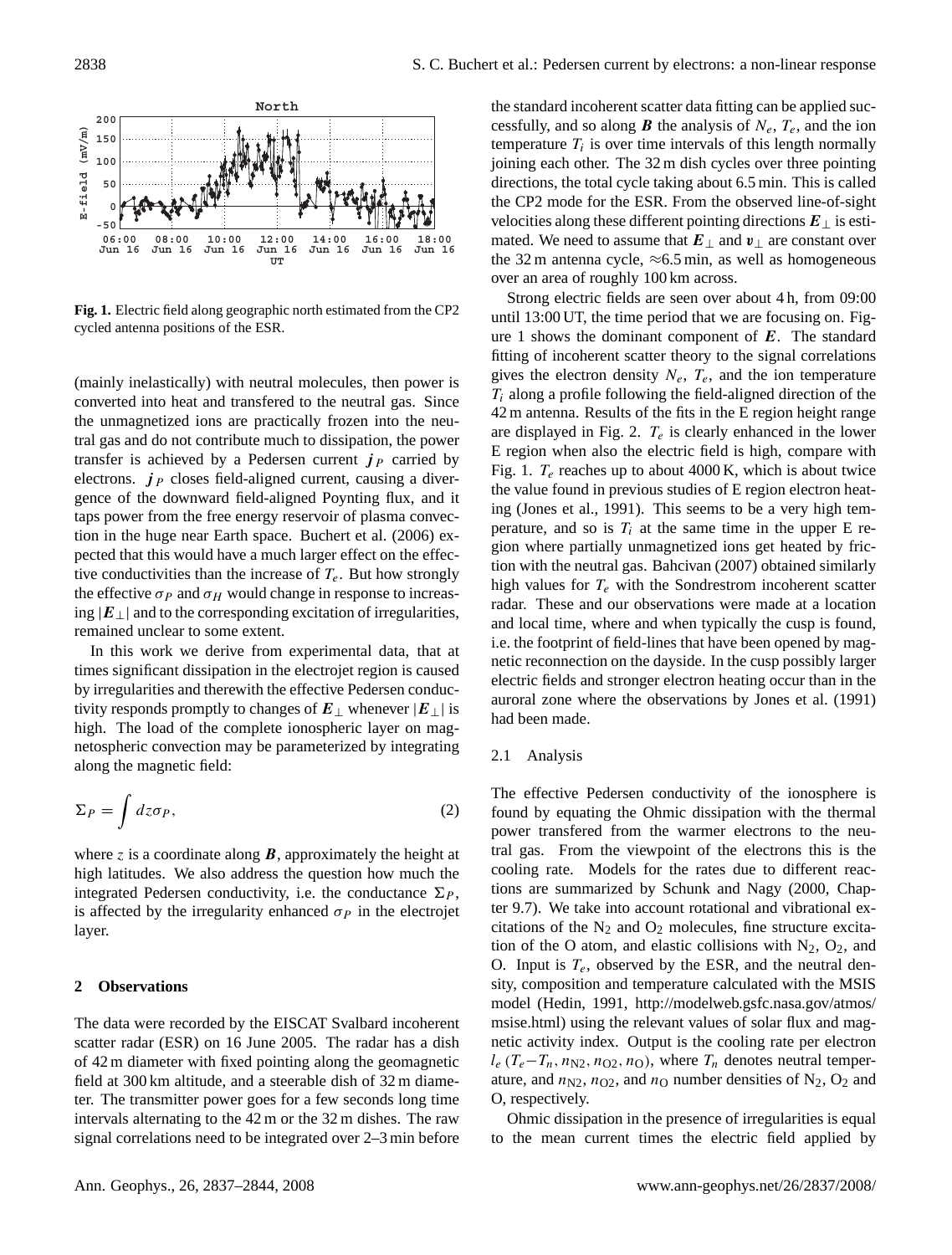**Fig. 1.** Electric field along geographic north estimated from the CP2 cycled antenna positions of the ESR.

(mainly inelastically) with neutral molecules, then power is converted into heat and transfered to the neutral gas. Since the unmagnetized ions are practically frozen into the neutral gas and do not contribute much to dissipation, the power transfer is achieved by a Pedersen current $\boldsymbol{j}_P$ carried by electrons. $\boldsymbol{j}_P$ closes field-aligned current, causing a divergence of the downward field-aligned Poynting flux, and it taps power from the free energy reservoir of plasma convection in the huge near Earth space. Buchert et al. (2006) expected that this would have a much larger effect on the effective conductivities than the increase of $T_e$. But how strongly the effective $\sigma_P$ and $\sigma_H$ would change in response to increasing $|\boldsymbol{E}_\perp|$ and to the corresponding excitation of irregularities, remained unclear to some extent.

In this work we derive from experimental data, that at times significant dissipation in the electrojet region is caused by irregularities and therewith the effective Pedersen conductivity responds promptly to changes of $\boldsymbol{E}_\perp$ whenever $|\boldsymbol{E}_\perp|$ is high. The load of the complete ionospheric layer on magnetospheric convection may be parameterized by integrating along the magnetic field:

$$\Sigma_P = \int dz \sigma_P, \tag{2}$$

where $z$ is a coordinate along $\boldsymbol{B}$, approximately the height at high latitudes. We also address the question how much the integrated Pedersen conductivity, i.e. the conductance $\Sigma_P$, is affected by the irregularity enhanced $\sigma_P$ in the electrojet layer.

## 2 Observations

The data were recorded by the EISCAT Svalbard incoherent scatter radar (ESR) on 16 June 2005. The radar has a dish of 42 m diameter with fixed pointing along the geomagnetic field at 300 km altitude, and a steerable dish of 32 m diameter. The transmitter power goes for a few seconds long time intervals alternating to the 42 m or the 32 m dishes. The raw signal correlations need to be integrated over 2–3 min before the standard incoherent scatter data fitting can be applied successfully, and so along $\boldsymbol{B}$ the analysis of $N_e$, $T_e$, and the ion temperature $T_i$ is over time intervals of this length normally joining each other. The 32 m dish cycles over three pointing directions, the total cycle taking about 6.5 min. This is called the CP2 mode for the ESR. From the observed line-of-sight velocities along these different pointing directions $\boldsymbol{E}_\perp$ is estimated. We need to assume that $\boldsymbol{E}_\perp$ and $\boldsymbol{v}_\perp$ are constant over the 32 m antenna cycle, $\approx$6.5 min, as well as homogeneous over an area of roughly 100 km across.

Strong electric fields are seen over about 4 h, from 09:00 until 13:00 UT, the time period that we are focusing on. Figure 1 shows the dominant component of $\boldsymbol{E}$. The standard fitting of incoherent scatter theory to the signal correlations gives the electron density $N_e$, $T_e$, and the ion temperature $T_i$ along a profile following the field-aligned direction of the 42 m antenna. Results of the fits in the E region height range are displayed in Fig. 2. $T_e$ is clearly enhanced in the lower E region when also the electric field is high, compare with Fig. 1. $T_e$ reaches up to about 4000 K, which is about twice the value found in previous studies of E region electron heating (Jones et al., 1991). This seems to be a very high temperature, and so is $T_i$ at the same time in the upper E region where partially unmagnetized ions get heated by friction with the neutral gas. Bahcivan (2007) obtained similarly high values for $T_e$ with the Sondrestrom incoherent scatter radar. These and our observations were made at a location and local time, where and when typically the cusp is found, i.e. the footprint of field-lines that have been opened by magnetic reconnection on the dayside. In the cusp possibly larger electric fields and stronger electron heating occur than in the auroral zone where the observations by Jones et al. (1991) had been made.

### 2.1 Analysis

The effective Pedersen conductivity of the ionosphere is found by equating the Ohmic dissipation with the thermal power transfered from the warmer electrons to the neutral gas. From the viewpoint of the electrons this is the cooling rate. Models for the rates due to different reactions are summarized by Schunk and Nagy (2000, Chapter 9.7). We take into account rotational and vibrational excitations of the $N_2$ and $O_2$ molecules, fine structure excitation of the O atom, and elastic collisions with $N_2$, $O_2$, and O. Input is $T_e$, observed by the ESR, and the neutral density, composition and temperature calculated with the MSIS model (Hedin, 1991, http://modelweb.gsfc.nasa.gov/atmos/msise.html) using the relevant values of solar flux and magnetic activity index. Output is the cooling rate per electron $l_e\,(T_e - T_n, n_{N2}, n_{O2}, n_O)$, where $T_n$ denotes neutral temperature, and $n_{N2}$, $n_{O2}$, and $n_O$ number densities of $N_2$, $O_2$ and O, respectively.

Ohmic dissipation in the presence of irregularities is equal to the mean current times the electric field applied by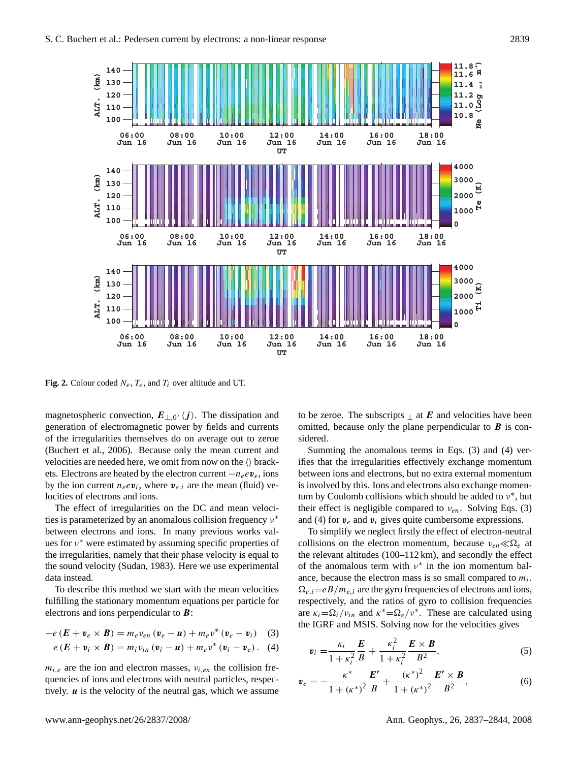**Fig. 2.** Colour coded $N_e$, $T_e$, and $T_i$ over altitude and UT.

magnetospheric convection, $\boldsymbol{E}_{\perp,0} \cdot \langle \boldsymbol{j} \rangle$. The dissipation and generation of electromagnetic power by fields and currents of the irregularities themselves do on average out to zeroe (Buchert et al., 2006). Because only the mean current and velocities are needed here, we omit from now on the $\langle\rangle$ brackets. Electrons are heated by the electron current $-n_e e \boldsymbol{v}_e$, ions by the ion current $n_e e \boldsymbol{v}_i$, where $\boldsymbol{v}_{e,i}$ are the mean (fluid) velocities of electrons and ions.

The effect of irregularities on the DC and mean velocities is parameterized by an anomalous collision frequency $\nu^*$ between electrons and ions. In many previous works values for $\nu^*$ were estimated by assuming specific properties of the irregularities, namely that their phase velocity is equal to the sound velocity (Sudan, 1983). Here we use experimental data instead.

To describe this method we start with the mean velocities fulfilling the stationary momentum equations per particle for electrons and ions perpendicular to $\boldsymbol{B}$:

$$-e\left(\boldsymbol{E} + \boldsymbol{v}_e \times \boldsymbol{B}\right) = m_e \nu_{en} \left(\boldsymbol{v}_e - \boldsymbol{u}\right) + m_e \nu^* \left(\boldsymbol{v}_e - \boldsymbol{v}_i\right) \quad (3)$$

$$e\left(\boldsymbol{E} + \boldsymbol{v}_i \times \boldsymbol{B}\right) = m_i \nu_{in} \left(\boldsymbol{v}_i - \boldsymbol{u}\right) + m_e \nu^* \left(\boldsymbol{v}_i - \boldsymbol{v}_e\right). \quad (4)$$

$m_{i,e}$ are the ion and electron masses, $\nu_{i,en}$ the collision frequencies of ions and electrons with neutral particles, respectively. $\boldsymbol{u}$ is the velocity of the neutral gas, which we assume to be zeroe. The subscripts $_\perp$ at $\boldsymbol{E}$ and velocities have been omitted, because only the plane perpendicular to $\boldsymbol{B}$ is considered.

Summing the anomalous terms in Eqs. (3) and (4) verifies that the irregularities effectively exchange momentum between ions and electrons, but no extra external momentum is involved by this. Ions and electrons also exchange momentum by Coulomb collisions which should be added to $\nu^*$, but their effect is negligible compared to $\nu_{en}$. Solving Eqs. (3) and (4) for $\boldsymbol{v}_e$ and $\boldsymbol{v}_i$ gives quite cumbersome expressions.

To simplify we neglect firstly the effect of electron-neutral collisions on the electron momentum, because $\nu_{en} \ll \Omega_e$ at the relevant altitudes (100–112 km), and secondly the effect of the anomalous term with $\nu^*$ in the ion momentum balance, because the electron mass is so small compared to $m_i$. $\Omega_{e,i} = eB/m_{e,i}$ are the gyro frequencies of electrons and ions, respectively, and the ratios of gyro to collision frequencies are $\kappa_i = \Omega_i/\nu_{in}$ and $\kappa^* = \Omega_e/\nu^*$. These are calculated using the IGRF and MSIS. Solving now for the velocities gives

$$\boldsymbol{v}_i = \frac{\kappa_i}{1+\kappa_i^2} \frac{\boldsymbol{E}}{B} + \frac{\kappa_i^2}{1+\kappa_i^2} \frac{\boldsymbol{E} \times \boldsymbol{B}}{B^2}, \quad (5)$$

$$\boldsymbol{v}_e = -\frac{\kappa^*}{1+(\kappa^*)^2} \frac{\boldsymbol{E}'}{B} + \frac{(\kappa^*)^2}{1+(\kappa^*)^2} \frac{\boldsymbol{E}' \times \boldsymbol{B}}{B^2}, \quad (6)$$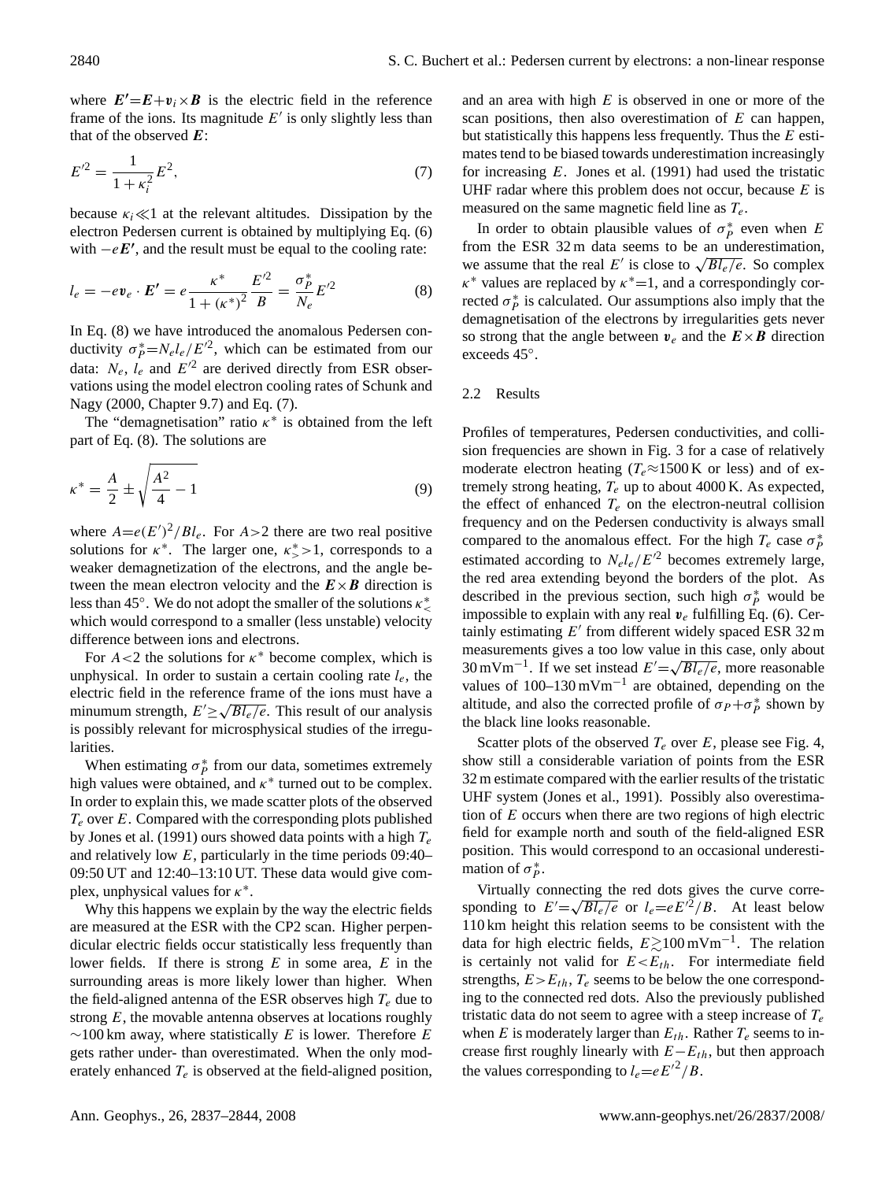where $\boldsymbol{E}'=\boldsymbol{E}+\boldsymbol{v}_i\times\boldsymbol{B}$ is the electric field in the reference frame of the ions. Its magnitude $E'$ is only slightly less than that of the observed $\boldsymbol{E}$:

$$E'^2 = \frac{1}{1+\kappa_i^2}E^2, \tag{7}$$

because $\kappa_i \ll 1$ at the relevant altitudes. Dissipation by the electron Pedersen current is obtained by multiplying Eq. (6) with $-e\boldsymbol{E}'$, and the result must be equal to the cooling rate:

$$l_e = -e\boldsymbol{v}_e \cdot \boldsymbol{E}' = e\frac{\kappa^*}{1+(\kappa^*)^2}\frac{E'^2}{B} = \frac{\sigma_P^*}{N_e}E'^2 \tag{8}$$

In Eq. (8) we have introduced the anomalous Pedersen conductivity $\sigma_P^*=N_e l_e/E'^2$, which can be estimated from our data: $N_e$, $l_e$ and $E'^2$ are derived directly from ESR observations using the model electron cooling rates of Schunk and Nagy (2000, Chapter 9.7) and Eq. (7).

The "demagnetisation" ratio $\kappa^*$ is obtained from the left part of Eq. (8). The solutions are

$$\kappa^* = \frac{A}{2} \pm \sqrt{\frac{A^2}{4}-1} \tag{9}$$

where $A=e(E')^2/Bl_e$. For $A>2$ there are two real positive solutions for $\kappa^*$. The larger one, $\kappa^*_>>1$, corresponds to a weaker demagnetization of the electrons, and the angle between the mean electron velocity and the $\boldsymbol{E}\times\boldsymbol{B}$ direction is less than 45°. We do not adopt the smaller of the solutions $\kappa^*_<$ which would correspond to a smaller (less unstable) velocity difference between ions and electrons.

For $A<2$ the solutions for $\kappa^*$ become complex, which is unphysical. In order to sustain a certain cooling rate $l_e$, the electric field in the reference frame of the ions must have a minumum strength, $E' \geq \sqrt{Bl_e/e}$. This result of our analysis is possibly relevant for microphysical studies of the irregularities.

When estimating $\sigma_P^*$ from our data, sometimes extremely high values were obtained, and $\kappa^*$ turned out to be complex. In order to explain this, we made scatter plots of the observed $T_e$ over $E$. Compared with the corresponding plots published by Jones et al. (1991) ours showed data points with a high $T_e$ and relatively low $E$, particularly in the time periods 09:40–09:50 UT and 12:40–13:10 UT. These data would give complex, unphysical values for $\kappa^*$.

Why this happens we explain by the way the electric fields are measured at the ESR with the CP2 scan. Higher perpendicular electric fields occur statistically less frequently than lower fields. If there is strong $E$ in some area, $E$ in the surrounding areas is more likely lower than higher. When the field-aligned antenna of the ESR observes high $T_e$ due to strong $E$, the movable antenna observes at locations roughly ∼100 km away, where statistically $E$ is lower. Therefore $E$ gets rather under- than overestimated. When the only moderately enhanced $T_e$ is observed at the field-aligned position, and an area with high $E$ is observed in one or more of the scan positions, then also overestimation of $E$ can happen, but statistically this happens less frequently. Thus the $E$ estimates tend to be biased towards underestimation increasingly for increasing $E$. Jones et al. (1991) had used the tristatic UHF radar where this problem does not occur, because $E$ is measured on the same magnetic field line as $T_e$.

In order to obtain plausible values of $\sigma_P^*$ even when $E$ from the ESR 32 m data seems to be an underestimation, we assume that the real $E'$ is close to $\sqrt{Bl_e/e}$. So complex $\kappa^*$ values are replaced by $\kappa^*=1$, and a correspondingly corrected $\sigma_P^*$ is calculated. Our assumptions also imply that the demagnetisation of the electrons by irregularities gets never so strong that the angle between $\boldsymbol{v}_e$ and the $\boldsymbol{E}\times\boldsymbol{B}$ direction exceeds 45°.

### 2.2 Results

Profiles of temperatures, Pedersen conductivities, and collision frequencies are shown in Fig. 3 for a case of relatively moderate electron heating ($T_e \approx 1500$ K or less) and of extremely strong heating, $T_e$ up to about 4000 K. As expected, the effect of enhanced $T_e$ on the electron-neutral collision frequency and on the Pedersen conductivity is always small compared to the anomalous effect. For the high $T_e$ case $\sigma_P^*$ estimated according to $N_e l_e/E'^2$ becomes extremely large, the red area extending beyond the borders of the plot. As described in the previous section, such high $\sigma_P^*$ would be impossible to explain with any real $\boldsymbol{v}_e$ fulfilling Eq. (6). Certainly estimating $E'$ from different widely spaced ESR 32 m measurements gives a too low value in this case, only about 30 mVm$^{-1}$. If we set instead $E'=\sqrt{Bl_e/e}$, more reasonable values of 100–130 mVm$^{-1}$ are obtained, depending on the altitude, and also the corrected profile of $\sigma_P+\sigma_P^*$ shown by the black line looks reasonable.

Scatter plots of the observed $T_e$ over $E$, please see Fig. 4, show still a considerable variation of points from the ESR 32 m estimate compared with the earlier results of the tristatic UHF system (Jones et al., 1991). Possibly also overestimation of $E$ occurs when there are two regions of high electric field for example north and south of the field-aligned ESR position. This would correspond to an occasional underestimation of $\sigma_P^*$.

Virtually connecting the red dots gives the curve corresponding to $E'=\sqrt{Bl_e/e}$ or $l_e=eE'^2/B$. At least below 110 km height this relation seems to be consistent with the data for high electric fields, $E \gtrsim 100$ mVm$^{-1}$. The relation is certainly not valid for $E<E_{th}$. For intermediate field strengths, $E>E_{th}$, $T_e$ seems to be below the one corresponding to the connected red dots. Also the previously published tristatic data do not seem to agree with a steep increase of $T_e$ when $E$ is moderately larger than $E_{th}$. Rather $T_e$ seems to increase first roughly linearly with $E-E_{th}$, but then approach the values corresponding to $l_e=eE'^2/B$.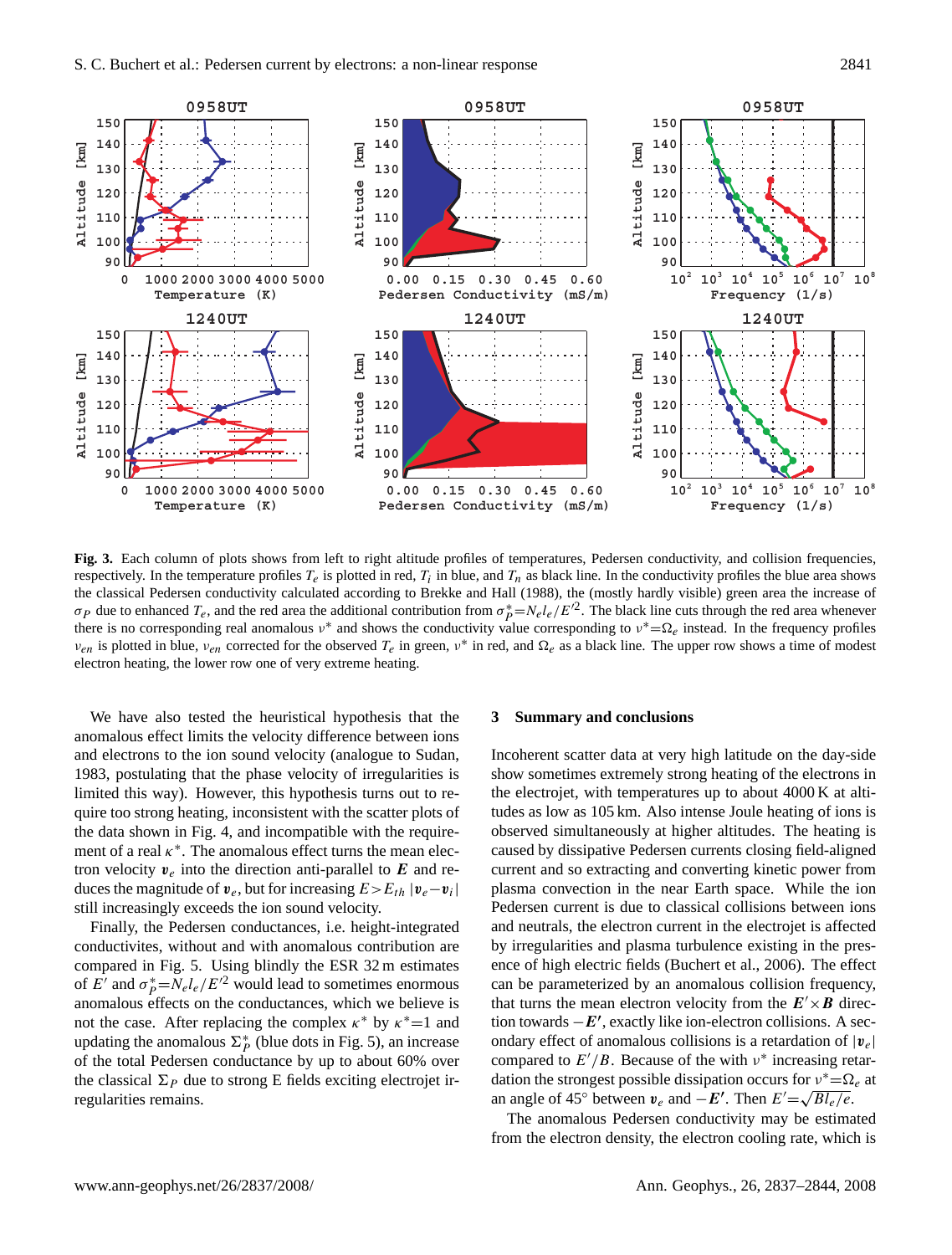**Fig. 3.** Each column of plots shows from left to right altitude profiles of temperatures, Pedersen conductivity, and collision frequencies, respectively. In the temperature profiles $T_e$ is plotted in red, $T_i$ in blue, and $T_n$ as black line. In the conductivity profiles the blue area shows the classical Pedersen conductivity calculated according to Brekke and Hall (1988), the (mostly hardly visible) green area the increase of $\sigma_P$ due to enhanced $T_e$, and the red area the additional contribution from $\sigma_P^* = N_e l_e / E'^2$. The black line cuts through the red area whenever there is no corresponding real anomalous $\nu^*$ and shows the conductivity value corresponding to $\nu^* = \Omega_e$ instead. In the frequency profiles $\nu_{en}$ is plotted in blue, $\nu_{en}$ corrected for the observed $T_e$ in green, $\nu^*$ in red, and $\Omega_e$ as a black line. The upper row shows a time of modest electron heating, the lower row one of very extreme heating.

We have also tested the heuristical hypothesis that the anomalous effect limits the velocity difference between ions and electrons to the ion sound velocity (analogue to Sudan, 1983, postulating that the phase velocity of irregularities is limited this way). However, this hypothesis turns out to require too strong heating, inconsistent with the scatter plots of the data shown in Fig. 4, and incompatible with the requirement of a real $\kappa^*$. The anomalous effect turns the mean electron velocity $\boldsymbol{v}_e$ into the direction anti-parallel to $\boldsymbol{E}$ and reduces the magnitude of $\boldsymbol{v}_e$, but for increasing $E > E_{th}$ $|\boldsymbol{v}_e - \boldsymbol{v}_i|$ still increasingly exceeds the ion sound velocity.

Finally, the Pedersen conductances, i.e. height-integrated conductivites, without and with anomalous contribution are compared in Fig. 5. Using blindly the ESR 32 m estimates of $E'$ and $\sigma_P^* = N_e l_e / E'^2$ would lead to sometimes enormous anomalous effects on the conductances, which we believe is not the case. After replacing the complex $\kappa^*$ by $\kappa^* = 1$ and updating the anomalous $\Sigma_P^*$ (blue dots in Fig. 5), an increase of the total Pedersen conductance by up to about 60% over the classical $\Sigma_P$ due to strong E fields exciting electrojet irregularities remains.

## 3 Summary and conclusions

Incoherent scatter data at very high latitude on the day-side show sometimes extremely strong heating of the electrons in the electrojet, with temperatures up to about 4000 K at altitudes as low as 105 km. Also intense Joule heating of ions is observed simultaneously at higher altitudes. The heating is caused by dissipative Pedersen currents closing field-aligned current and so extracting and converting kinetic power from plasma convection in the near Earth space. While the ion Pedersen current is due to classical collisions between ions and neutrals, the electron current in the electrojet is affected by irregularities and plasma turbulence existing in the presence of high electric fields (Buchert et al., 2006). The effect can be parameterized by an anomalous collision frequency, that turns the mean electron velocity from the $\boldsymbol{E}' \times \boldsymbol{B}$ direction towards $-\boldsymbol{E}'$, exactly like ion-electron collisions. A secondary effect of anomalous collisions is a retardation of $|\boldsymbol{v}_e|$ compared to $E'/B$. Because of the with $\nu^*$ increasing retardation the strongest possible dissipation occurs for $\nu^* = \Omega_e$ at an angle of 45° between $\boldsymbol{v}_e$ and $-\boldsymbol{E}'$. Then $E' = \sqrt{B l_e / e}$.

The anomalous Pedersen conductivity may be estimated from the electron density, the electron cooling rate, which is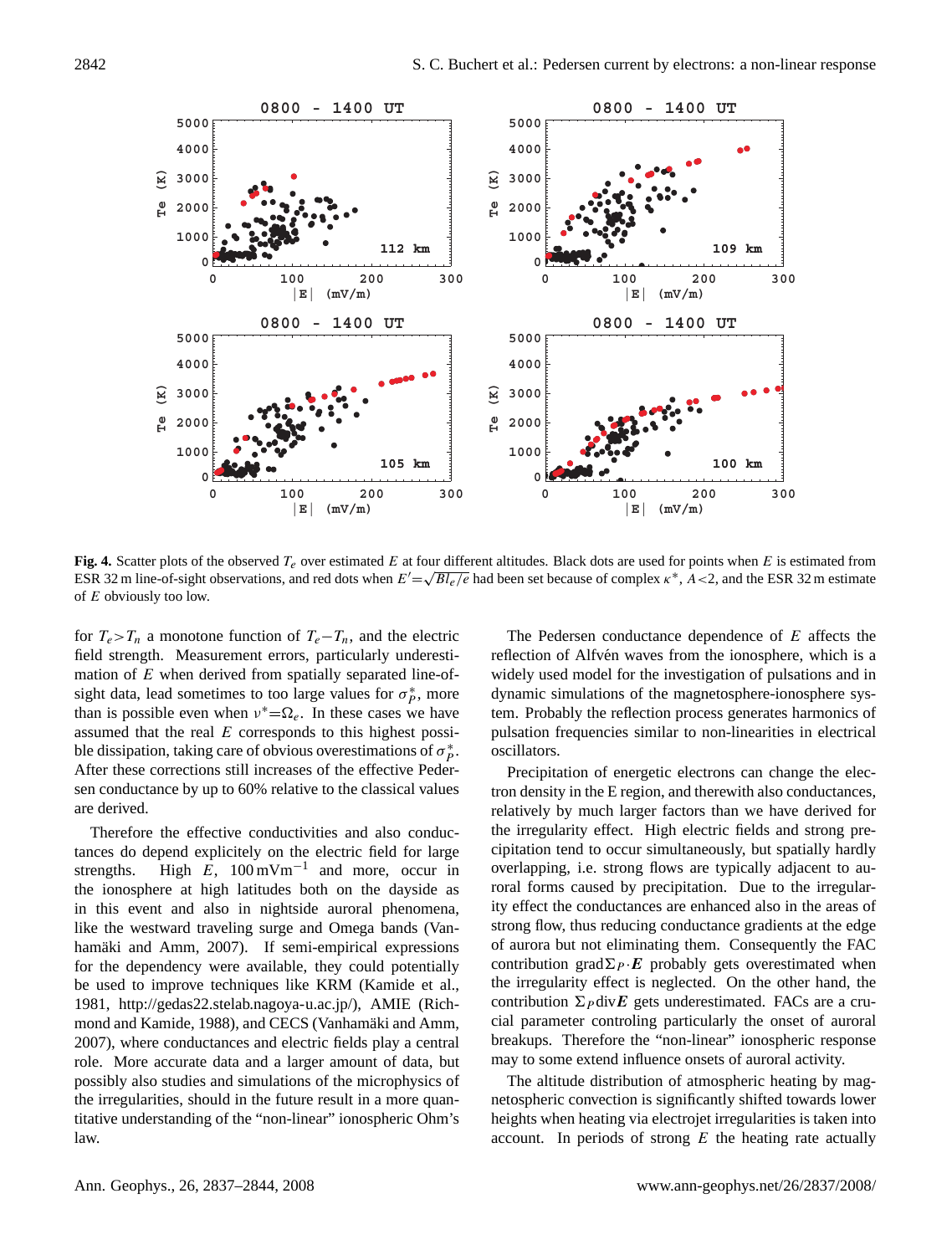**Fig. 4.** Scatter plots of the observed $T_e$ over estimated $E$ at four different altitudes. Black dots are used for points when $E$ is estimated from ESR 32 m line-of-sight observations, and red dots when $E'=\sqrt{Bl_e/e}$ had been set because of complex $\kappa^*$, $A<2$, and the ESR 32 m estimate of $E$ obviously too low.

for $T_e>T_n$ a monotone function of $T_e-T_n$, and the electric field strength. Measurement errors, particularly underestimation of $E$ when derived from spatially separated line-of-sight data, lead sometimes to too large values for $\sigma_P^*$, more than is possible even when $\nu^*=\Omega_e$. In these cases we have assumed that the real $E$ corresponds to this highest possible dissipation, taking care of obvious overestimations of $\sigma_P^*$. After these corrections still increases of the effective Pedersen conductance by up to 60% relative to the classical values are derived.

Therefore the effective conductivities and also conductances do depend explicitely on the electric field for large strengths. High $E$, $100\,\mathrm{mVm^{-1}}$ and more, occur in the ionosphere at high latitudes both on the dayside as in this event and also in nightside auroral phenomena, like the westward traveling surge and Omega bands (Vanhamäki and Amm, 2007). If semi-empirical expressions for the dependency were available, they could potentially be used to improve techniques like KRM (Kamide et al., 1981, http://gedas22.stelab.nagoya-u.ac.jp/), AMIE (Richmond and Kamide, 1988), and CECS (Vanhamäki and Amm, 2007), where conductances and electric fields play a central role. More accurate data and a larger amount of data, but possibly also studies and simulations of the microphysics of the irregularities, should in the future result in a more quantitative understanding of the "non-linear" ionospheric Ohm's law.

The Pedersen conductance dependence of $E$ affects the reflection of Alfvén waves from the ionosphere, which is a widely used model for the investigation of pulsations and in dynamic simulations of the magnetosphere-ionosphere system. Probably the reflection process generates harmonics of pulsation frequencies similar to non-linearities in electrical oscillators.

Precipitation of energetic electrons can change the electron density in the E region, and therewith also conductances, relatively by much larger factors than we have derived for the irregularity effect. High electric fields and strong precipitation tend to occur simultaneously, but spatially hardly overlapping, i.e. strong flows are typically adjacent to auroral forms caused by precipitation. Due to the irregularity effect the conductances are enhanced also in the areas of strong flow, thus reducing conductance gradients at the edge of aurora but not eliminating them. Consequently the FAC contribution $\mathrm{grad}\Sigma_P\cdot\boldsymbol{E}$ probably gets overestimated when the irregularity effect is neglected. On the other hand, the contribution $\Sigma_P\mathrm{div}\boldsymbol{E}$ gets underestimated. FACs are a crucial parameter controling particularly the onset of auroral breakups. Therefore the "non-linear" ionospheric response may to some extend influence onsets of auroral activity.

The altitude distribution of atmospheric heating by magnetospheric convection is significantly shifted towards lower heights when heating via electrojet irregularities is taken into account. In periods of strong $E$ the heating rate actually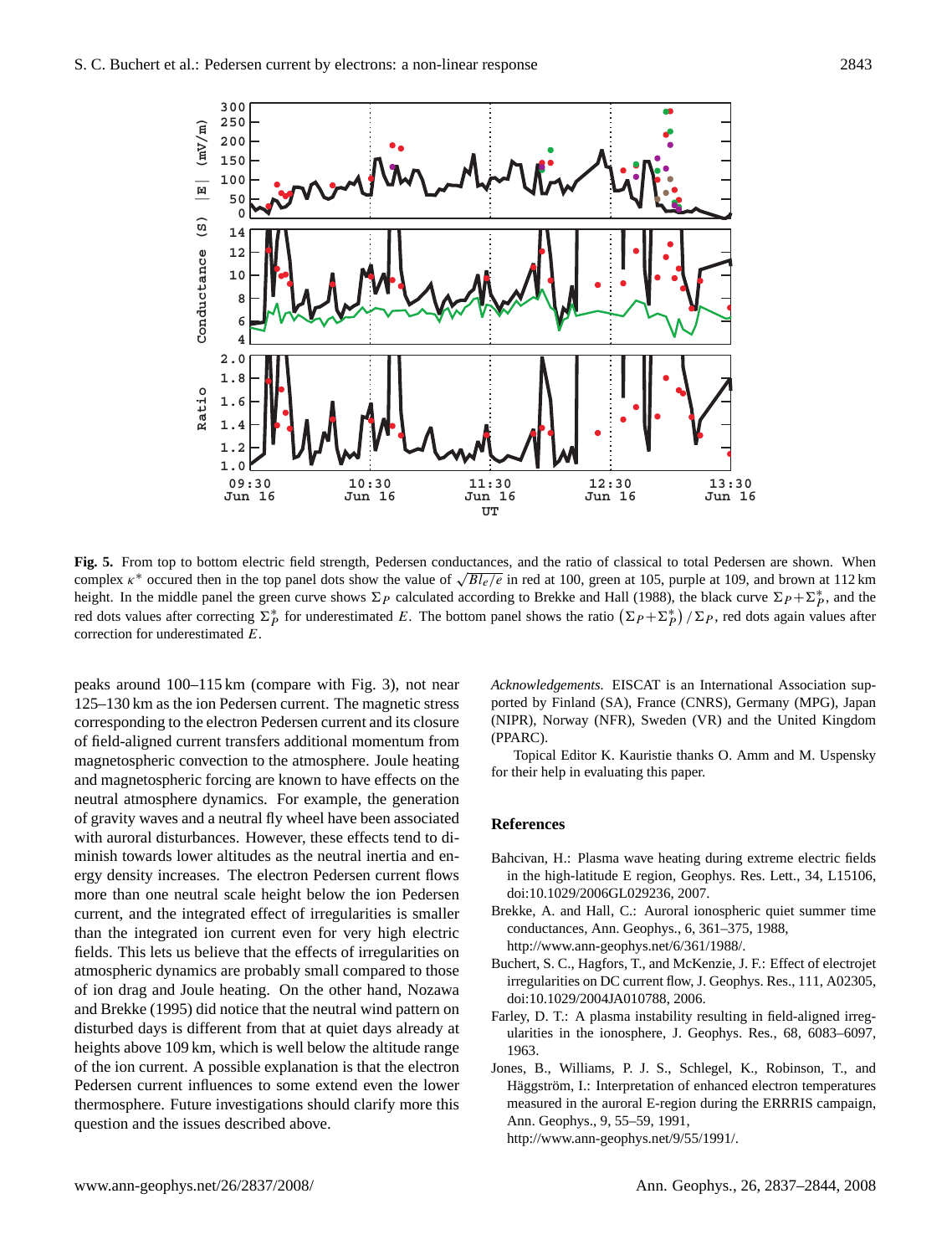**Fig. 5.** From top to bottom electric field strength, Pedersen conductances, and the ratio of classical to total Pedersen are shown. When complex $\kappa^*$ occured then in the top panel dots show the value of $\sqrt{Bl_e/e}$ in red at 100, green at 105, purple at 109, and brown at 112 km height. In the middle panel the green curve shows $\Sigma_P$ calculated according to Brekke and Hall (1988), the black curve $\Sigma_P+\Sigma_P^*$, and the red dots values after correcting $\Sigma_P^*$ for underestimated $E$. The bottom panel shows the ratio $\left(\Sigma_P+\Sigma_P^*\right)/\Sigma_P$, red dots again values after correction for underestimated $E$.

peaks around 100–115 km (compare with Fig. 3), not near 125–130 km as the ion Pedersen current. The magnetic stress corresponding to the electron Pedersen current and its closure of field-aligned current transfers additional momentum from magnetospheric convection to the atmosphere. Joule heating and magnetospheric forcing are known to have effects on the neutral atmosphere dynamics. For example, the generation of gravity waves and a neutral fly wheel have been associated with auroral disturbances. However, these effects tend to diminish towards lower altitudes as the neutral inertia and energy density increases. The electron Pedersen current flows more than one neutral scale height below the ion Pedersen current, and the integrated effect of irregularities is smaller than the integrated ion current even for very high electric fields. This lets us believe that the effects of irregularities on atmospheric dynamics are probably small compared to those of ion drag and Joule heating. On the other hand, Nozawa and Brekke (1995) did notice that the neutral wind pattern on disturbed days is different from that at quiet days already at heights above 109 km, which is well below the altitude range of the ion current. A possible explanation is that the electron Pedersen current influences to some extend even the lower thermosphere. Future investigations should clarify more this question and the issues described above.

*Acknowledgements.* EISCAT is an International Association supported by Finland (SA), France (CNRS), Germany (MPG), Japan (NIPR), Norway (NFR), Sweden (VR) and the United Kingdom (PPARC).

Topical Editor K. Kauristie thanks O. Amm and M. Uspensky for their help in evaluating this paper.

## References

Bahcivan, H.: Plasma wave heating during extreme electric fields in the high-latitude E region, Geophys. Res. Lett., 34, L15106, doi:10.1029/2006GL029236, 2007.

Brekke, A. and Hall, C.: Auroral ionospheric quiet summer time conductances, Ann. Geophys., 6, 361–375, 1988, http://www.ann-geophys.net/6/361/1988/.

Buchert, S. C., Hagfors, T., and McKenzie, J. F.: Effect of electrojet irregularities on DC current flow, J. Geophys. Res., 111, A02305, doi:10.1029/2004JA010788, 2006.

Farley, D. T.: A plasma instability resulting in field-aligned irregularities in the ionosphere, J. Geophys. Res., 68, 6083–6097, 1963.

Jones, B., Williams, P. J. S., Schlegel, K., Robinson, T., and Häggström, I.: Interpretation of enhanced electron temperatures measured in the auroral E-region during the ERRRIS campaign, Ann. Geophys., 9, 55–59, 1991, http://www.ann-geophys.net/9/55/1991/.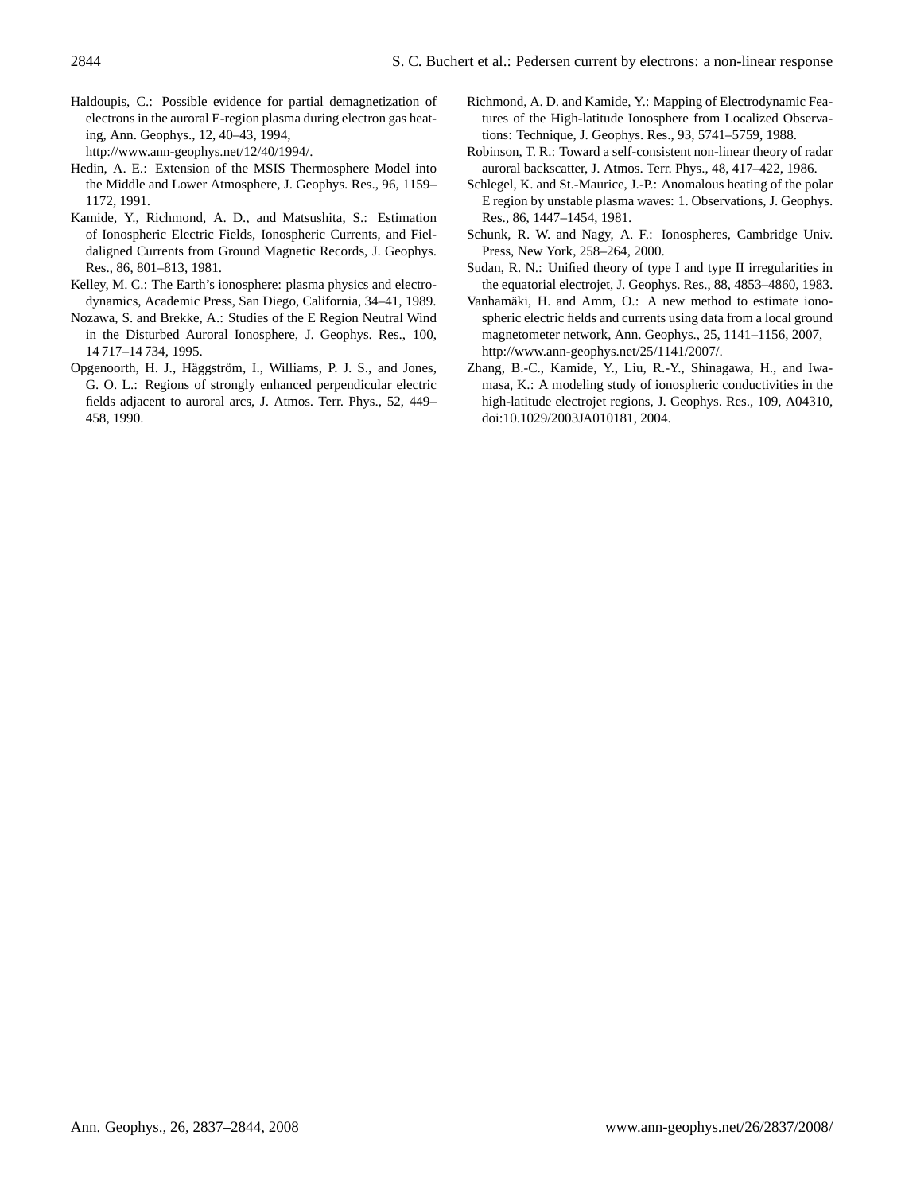Haldoupis, C.: Possible evidence for partial demagnetization of electrons in the auroral E-region plasma during electron gas heating, Ann. Geophys., 12, 40–43, 1994, http://www.ann-geophys.net/12/40/1994/.

Hedin, A. E.: Extension of the MSIS Thermosphere Model into the Middle and Lower Atmosphere, J. Geophys. Res., 96, 1159–1172, 1991.

Kamide, Y., Richmond, A. D., and Matsushita, S.: Estimation of Ionospheric Electric Fields, Ionospheric Currents, and Field-daligned Currents from Ground Magnetic Records, J. Geophys. Res., 86, 801–813, 1981.

Kelley, M. C.: The Earth's ionosphere: plasma physics and electrodynamics, Academic Press, San Diego, California, 34–41, 1989.

Nozawa, S. and Brekke, A.: Studies of the E Region Neutral Wind in the Disturbed Auroral Ionosphere, J. Geophys. Res., 100, 14 717–14 734, 1995.

Opgenoorth, H. J., Häggström, I., Williams, P. J. S., and Jones, G. O. L.: Regions of strongly enhanced perpendicular electric fields adjacent to auroral arcs, J. Atmos. Terr. Phys., 52, 449–458, 1990.

Richmond, A. D. and Kamide, Y.: Mapping of Electrodynamic Features of the High-latitude Ionosphere from Localized Observations: Technique, J. Geophys. Res., 93, 5741–5759, 1988.

Robinson, T. R.: Toward a self-consistent non-linear theory of radar auroral backscatter, J. Atmos. Terr. Phys., 48, 417–422, 1986.

Schlegel, K. and St.-Maurice, J.-P.: Anomalous heating of the polar E region by unstable plasma waves: 1. Observations, J. Geophys. Res., 86, 1447–1454, 1981.

Schunk, R. W. and Nagy, A. F.: Ionospheres, Cambridge Univ. Press, New York, 258–264, 2000.

Sudan, R. N.: Unified theory of type I and type II irregularities in the equatorial electrojet, J. Geophys. Res., 88, 4853–4860, 1983.

Vanhamäki, H. and Amm, O.: A new method to estimate ionospheric electric fields and currents using data from a local ground magnetometer network, Ann. Geophys., 25, 1141–1156, 2007, http://www.ann-geophys.net/25/1141/2007/.

Zhang, B.-C., Kamide, Y., Liu, R.-Y., Shinagawa, H., and Iwamasa, K.: A modeling study of ionospheric conductivities in the high-latitude electrojet regions, J. Geophys. Res., 109, A04310, doi:10.1029/2003JA010181, 2004.